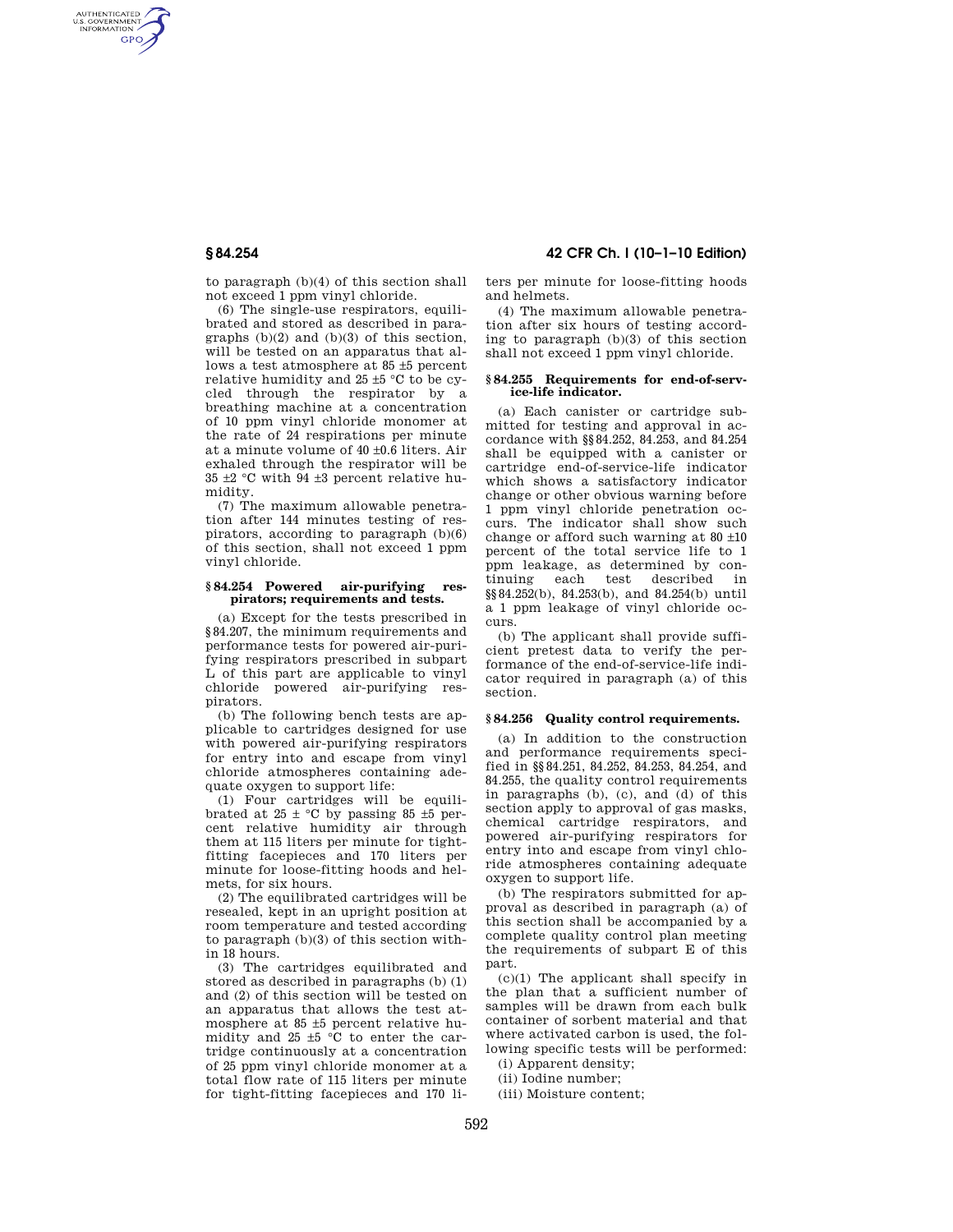to paragraph (b)(4) of this section shall not exceed 1 ppm vinyl chloride.

(6) The single-use respirators, equilibrated and stored as described in paragraphs (b)(2) and (b)(3) of this section, will be tested on an apparatus that allows a test atmosphere at 85 ±5 percent relative humidity and 25 ±5 °C to be cycled through the respirator by a breathing machine at a concentration of 10 ppm vinyl chloride monomer at the rate of 24 respirations per minute at a minute volume of 40 ±0.6 liters. Air exhaled through the respirator will be 35 ±2 °C with 94 ±3 percent relative humidity.

(7) The maximum allowable penetration after 144 minutes testing of respirators, according to paragraph (b)(6) of this section, shall not exceed 1 ppm vinyl chloride.

### § 84.254 Powered air-purifying respirators; requirements and tests.

(a) Except for the tests prescribed in § 84.207, the minimum requirements and performance tests for powered air-purifying respirators prescribed in subpart L of this part are applicable to vinyl chloride powered air-purifying respirators.

(b) The following bench tests are applicable to cartridges designed for use with powered air-purifying respirators for entry into and escape from vinyl chloride atmospheres containing adequate oxygen to support life:

(1) Four cartridges will be equilibrated at 25 ± °C by passing 85 ±5 percent relative humidity air through them at 115 liters per minute for tight-fitting facepieces and 170 liters per minute for loose-fitting hoods and helmets, for six hours.

(2) The equilibrated cartridges will be resealed, kept in an upright position at room temperature and tested according to paragraph (b)(3) of this section within 18 hours.

(3) The cartridges equilibrated and stored as described in paragraphs (b) (1) and (2) of this section will be tested on an apparatus that allows the test atmosphere at 85 ±5 percent relative humidity and 25 ±5 °C to enter the cartridge continuously at a concentration of 25 ppm vinyl chloride monomer at a total flow rate of 115 liters per minute for tight-fitting facepieces and 170 liters per minute for loose-fitting hoods and helmets.

(4) The maximum allowable penetration after six hours of testing according to paragraph (b)(3) of this section shall not exceed 1 ppm vinyl chloride.

### § 84.255 Requirements for end-of-service-life indicator.

(a) Each canister or cartridge submitted for testing and approval in accordance with §§ 84.252, 84.253, and 84.254 shall be equipped with a canister or cartridge end-of-service-life indicator which shows a satisfactory indicator change or other obvious warning before 1 ppm vinyl chloride penetration occurs. The indicator shall show such change or afford such warning at 80 ±10 percent of the total service life to 1 ppm leakage, as determined by continuing each test described in §§ 84.252(b), 84.253(b), and 84.254(b) until a 1 ppm leakage of vinyl chloride occurs.

(b) The applicant shall provide sufficient pretest data to verify the performance of the end-of-service-life indicator required in paragraph (a) of this section.

### § 84.256 Quality control requirements.

(a) In addition to the construction and performance requirements specified in §§ 84.251, 84.252, 84.253, 84.254, and 84.255, the quality control requirements in paragraphs (b), (c), and (d) of this section apply to approval of gas masks, chemical cartridge respirators, and powered air-purifying respirators for entry into and escape from vinyl chloride atmospheres containing adequate oxygen to support life.

(b) The respirators submitted for approval as described in paragraph (a) of this section shall be accompanied by a complete quality control plan meeting the requirements of subpart E of this part.

(c)(1) The applicant shall specify in the plan that a sufficient number of samples will be drawn from each bulk container of sorbent material and that where activated carbon is used, the following specific tests will be performed:

(i) Apparent density;

(ii) Iodine number;

(iii) Moisture content;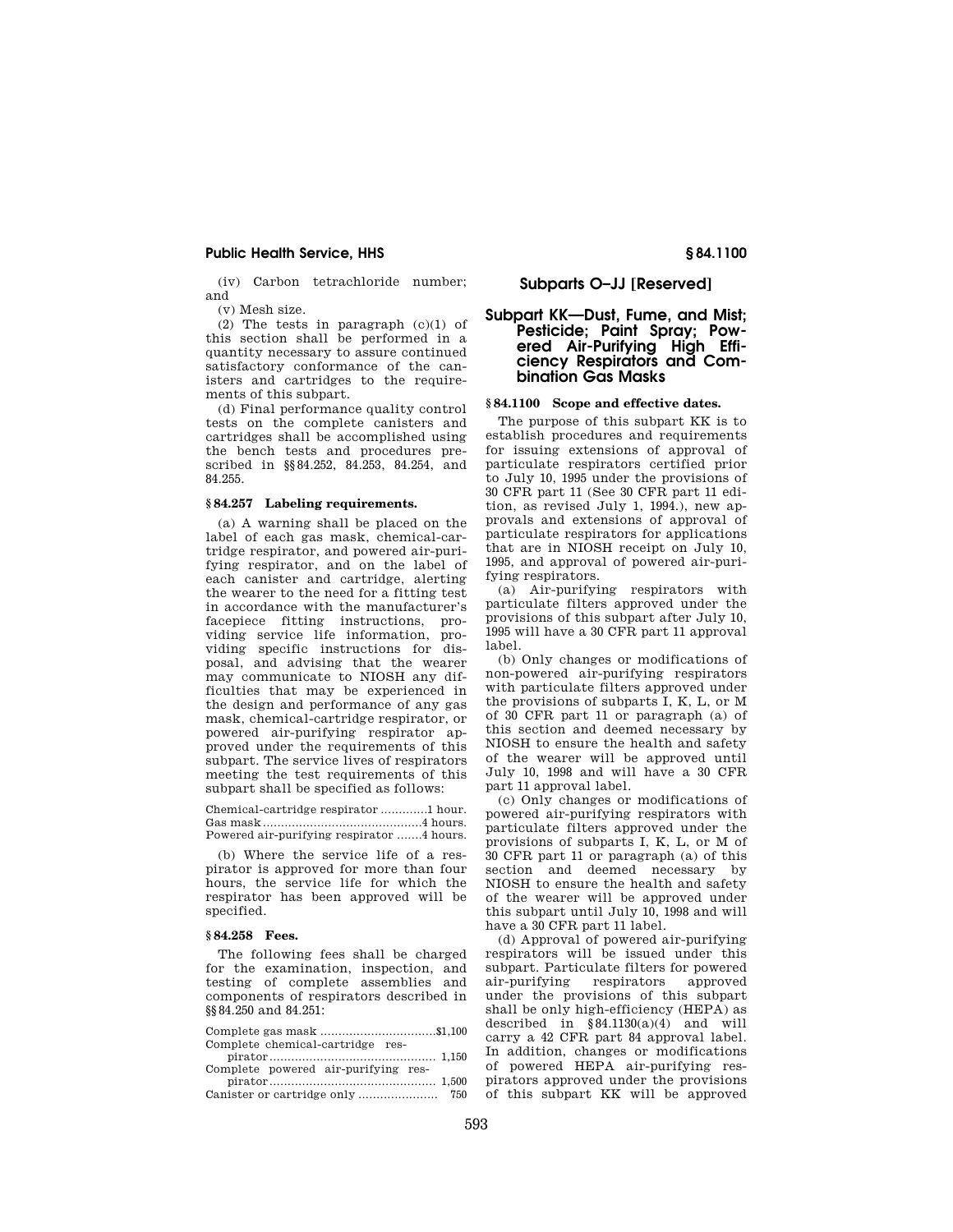(iv) Carbon tetrachloride number; and

(v) Mesh size.

(2) The tests in paragraph (c)(1) of this section shall be performed in a quantity necessary to assure continued satisfactory conformance of the canisters and cartridges to the requirements of this subpart.

(d) Final performance quality control tests on the complete canisters and cartridges shall be accomplished using the bench tests and procedures prescribed in §§84.252, 84.253, 84.254, and 84.255.

### § 84.257 Labeling requirements.

(a) A warning shall be placed on the label of each gas mask, chemical-cartridge respirator, and powered air-purifying respirator, and on the label of each canister and cartridge, alerting the wearer to the need for a fitting test in accordance with the manufacturer's facepiece fitting instructions, providing service life information, providing specific instructions for disposal, and advising that the wearer may communicate to NIOSH any difficulties that may be experienced in the design and performance of any gas mask, chemical-cartridge respirator, or powered air-purifying respirator approved under the requirements of this subpart. The service lives of respirators meeting the test requirements of this subpart shall be specified as follows:

| | |
|---|---|
| Chemical-cartridge respirator | 1 hour. |
| Gas mask | 4 hours. |
| Powered air-purifying respirator | 4 hours. |

(b) Where the service life of a respirator is approved for more than four hours, the service life for which the respirator has been approved will be specified.

### § 84.258 Fees.

The following fees shall be charged for the examination, inspection, and testing of complete assemblies and components of respirators described in §§84.250 and 84.251:

| | |
|---|---|
| Complete gas mask | $1,100 |
| Complete chemical-cartridge respirator | 1,150 |
| Complete powered air-purifying respirator | 1,500 |
| Canister or cartridge only | 750 |

## Subparts O–JJ [Reserved]

## Subpart KK—Dust, Fume, and Mist; Pesticide; Paint Spray; Powered Air-Purifying High Efficiency Respirators and Combination Gas Masks

### § 84.1100 Scope and effective dates.

The purpose of this subpart KK is to establish procedures and requirements for issuing extensions of approval of particulate respirators certified prior to July 10, 1995 under the provisions of 30 CFR part 11 (See 30 CFR part 11 edition, as revised July 1, 1994.), new approvals and extensions of approval of particulate respirators for applications that are in NIOSH receipt on July 10, 1995, and approval of powered air-purifying respirators.

(a) Air-purifying respirators with particulate filters approved under the provisions of this subpart after July 10, 1995 will have a 30 CFR part 11 approval label.

(b) Only changes or modifications of non-powered air-purifying respirators with particulate filters approved under the provisions of subparts I, K, L, or M of 30 CFR part 11 or paragraph (a) of this section and deemed necessary by NIOSH to ensure the health and safety of the wearer will be approved until July 10, 1998 and will have a 30 CFR part 11 approval label.

(c) Only changes or modifications of powered air-purifying respirators with particulate filters approved under the provisions of subparts I, K, L, or M of 30 CFR part 11 or paragraph (a) of this section and deemed necessary by NIOSH to ensure the health and safety of the wearer will be approved under this subpart until July 10, 1998 and will have a 30 CFR part 11 label.

(d) Approval of powered air-purifying respirators will be issued under this subpart. Particulate filters for powered air-purifying respirators approved under the provisions of this subpart shall be only high-efficiency (HEPA) as described in §84.1130(a)(4) and will carry a 42 CFR part 84 approval label. In addition, changes or modifications of powered HEPA air-purifying respirators approved under the provisions of this subpart KK will be approved